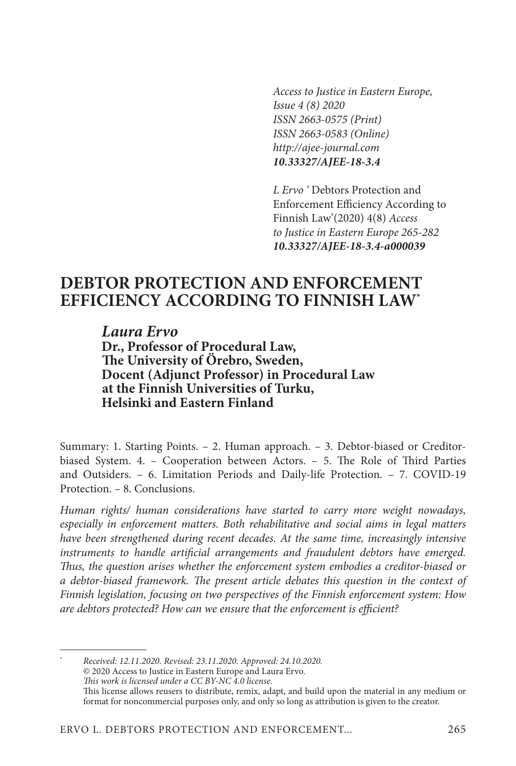*Access to Justice in Eastern Europe,*
*Issue 4 (8) 2020*
*ISSN 2663-0575 (Print)*
*ISSN 2663-0583 (Online)*
*http://ajee-journal.com*
***10.33327/AJEE-18-3.4***

*L Ervo* ' Debtors Protection and Enforcement Efficiency According to Finnish Law'(2020) 4(8) *Access to Justice in Eastern Europe 265-282*
***10.33327/AJEE-18-3.4-a000039***

# DEBTOR PROTECTION AND ENFORCEMENT EFFICIENCY ACCORDING TO FINNISH LAW[*]

***Laura Ervo***
**Dr., Professor of Procedural Law,**
**The University of Örebro, Sweden,**
**Docent (Adjunct Professor) in Procedural Law at the Finnish Universities of Turku, Helsinki and Eastern Finland**

Summary: 1. Starting Points. – 2. Human approach. – 3. Debtor-biased or Creditor-biased System. 4. – Cooperation between Actors. – 5. The Role of Third Parties and Outsiders. – 6. Limitation Periods and Daily-life Protection. – 7. COVID-19 Protection. – 8. Conclusions.

*Human rights/ human considerations have started to carry more weight nowadays, especially in enforcement matters. Both rehabilitative and social aims in legal matters have been strengthened during recent decades. At the same time, increasingly intensive instruments to handle artificial arrangements and fraudulent debtors have emerged. Thus, the question arises whether the enforcement system embodies a creditor-biased or a debtor-biased framework. The present article debates this question in the context of Finnish legislation, focusing on two perspectives of the Finnish enforcement system: How are debtors protected? How can we ensure that the enforcement is efficient?*

---

[*] *Received: 12.11.2020. Revised: 23.11.2020. Approved: 24.10.2020.*
© 2020 Access to Justice in Eastern Europe and Laura Ervo.
*This work is licensed under a CC BY-NC 4.0 license.*
This license allows reusers to distribute, remix, adapt, and build upon the material in any medium or format for noncommercial purposes only, and only so long as attribution is given to the creator.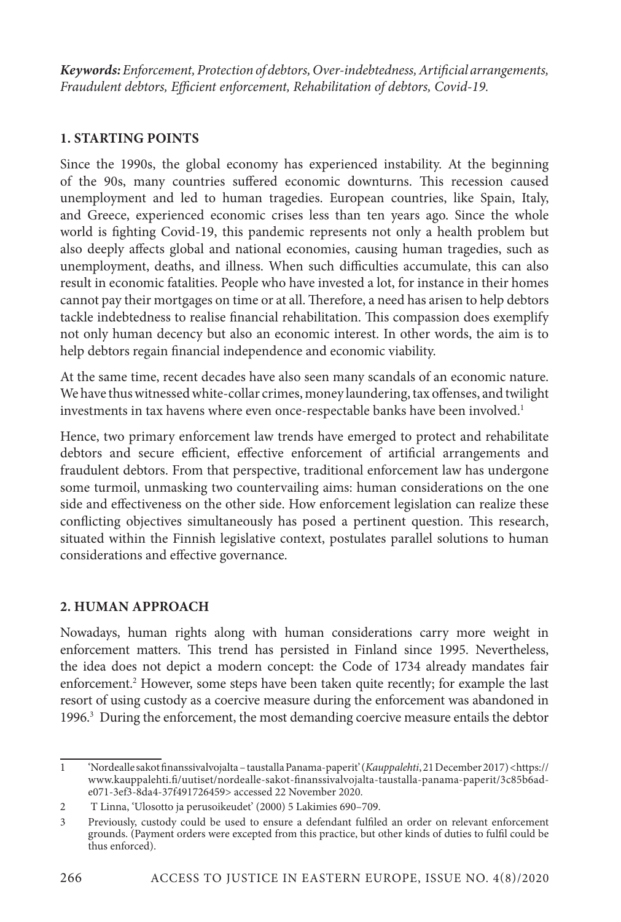***Keywords:*** *Enforcement, Protection of debtors, Over-indebtedness, Artificial arrangements, Fraudulent debtors, Efficient enforcement, Rehabilitation of debtors, Covid-19.*

## 1. STARTING POINTS

Since the 1990s, the global economy has experienced instability. At the beginning of the 90s, many countries suffered economic downturns. This recession caused unemployment and led to human tragedies. European countries, like Spain, Italy, and Greece, experienced economic crises less than ten years ago. Since the whole world is fighting Covid-19, this pandemic represents not only a health problem but also deeply affects global and national economies, causing human tragedies, such as unemployment, deaths, and illness. When such difficulties accumulate, this can also result in economic fatalities. People who have invested a lot, for instance in their homes cannot pay their mortgages on time or at all. Therefore, a need has arisen to help debtors tackle indebtedness to realise financial rehabilitation. This compassion does exemplify not only human decency but also an economic interest. In other words, the aim is to help debtors regain financial independence and economic viability.

At the same time, recent decades have also seen many scandals of an economic nature. We have thus witnessed white-collar crimes, money laundering, tax offenses, and twilight investments in tax havens where even once-respectable banks have been involved.[1]

Hence, two primary enforcement law trends have emerged to protect and rehabilitate debtors and secure efficient, effective enforcement of artificial arrangements and fraudulent debtors. From that perspective, traditional enforcement law has undergone some turmoil, unmasking two countervailing aims: human considerations on the one side and effectiveness on the other side. How enforcement legislation can realize these conflicting objectives simultaneously has posed a pertinent question. This research, situated within the Finnish legislative context, postulates parallel solutions to human considerations and effective governance.

## 2. HUMAN APPROACH

Nowadays, human rights along with human considerations carry more weight in enforcement matters. This trend has persisted in Finland since 1995. Nevertheless, the idea does not depict a modern concept: the Code of 1734 already mandates fair enforcement.[2] However, some steps have been taken quite recently; for example the last resort of using custody as a coercive measure during the enforcement was abandoned in 1996.[3] During the enforcement, the most demanding coercive measure entails the debtor

---

1 'Nordealle sakot finanssivalvojalta – taustalla Panama-paperit' (*Kauppalehti*, 21 December 2017) <https://www.kauppalehti.fi/uutiset/nordealle-sakot-finanssivalvojalta-taustalla-panama-paperit/3c85b6ad-e071-3ef3-8da4-37f491726459> accessed 22 November 2020.

2 T Linna, 'Ulosotto ja perusoikeudet' (2000) 5 Lakimies 690–709.

3 Previously, custody could be used to ensure a defendant fulfiled an order on relevant enforcement grounds. (Payment orders were excepted from this practice, but other kinds of duties to fulfil could be thus enforced).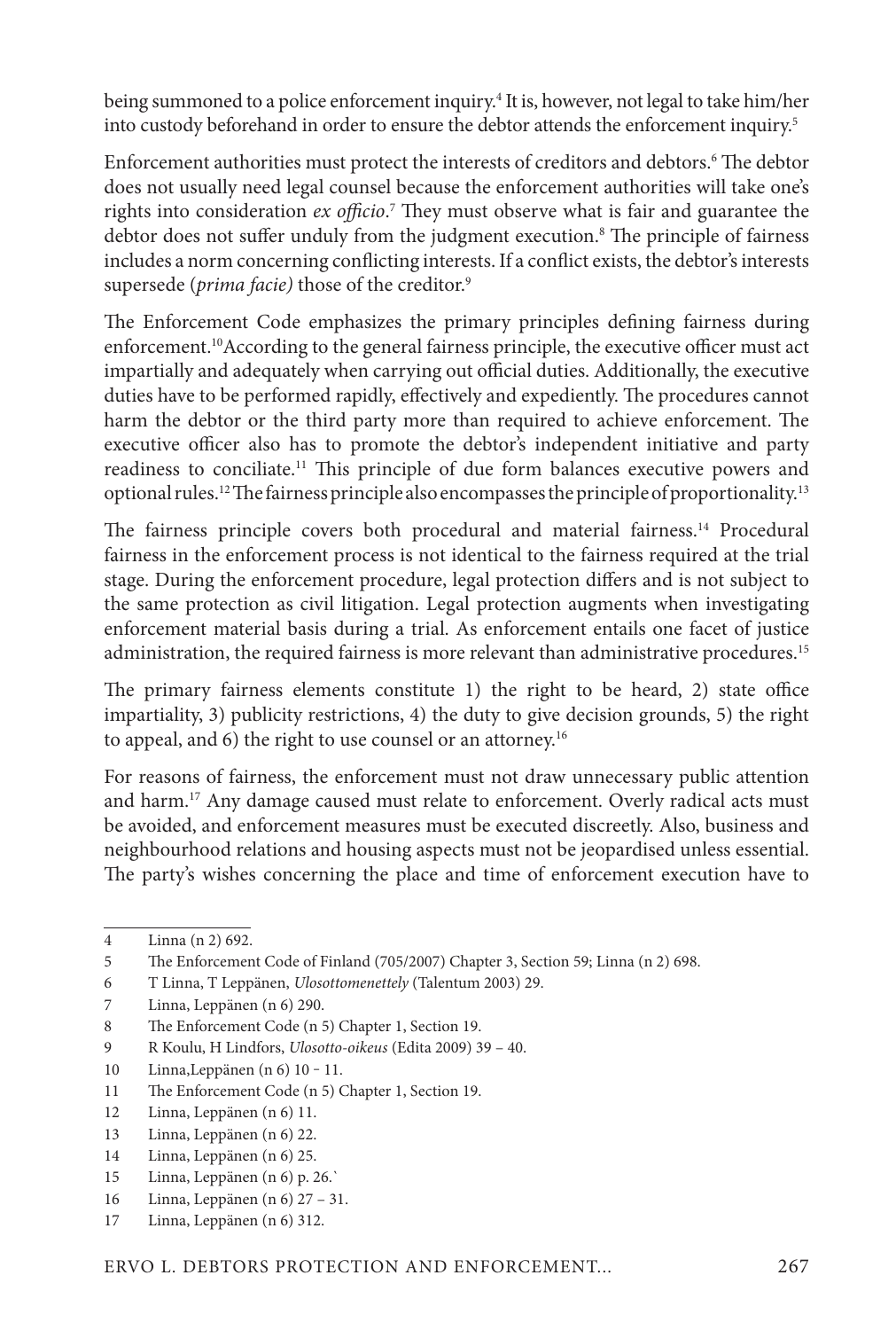being summoned to a police enforcement inquiry.[4] It is, however, not legal to take him/her into custody beforehand in order to ensure the debtor attends the enforcement inquiry.[5]

Enforcement authorities must protect the interests of creditors and debtors.[6] The debtor does not usually need legal counsel because the enforcement authorities will take one's rights into consideration *ex officio*.[7] They must observe what is fair and guarantee the debtor does not suffer unduly from the judgment execution.[8] The principle of fairness includes a norm concerning conflicting interests. If a conflict exists, the debtor's interests supersede (*prima facie)* those of the creditor.[9]

The Enforcement Code emphasizes the primary principles defining fairness during enforcement.[10]According to the general fairness principle, the executive officer must act impartially and adequately when carrying out official duties. Additionally, the executive duties have to be performed rapidly, effectively and expediently. The procedures cannot harm the debtor or the third party more than required to achieve enforcement. The executive officer also has to promote the debtor's independent initiative and party readiness to conciliate.[11] This principle of due form balances executive powers and optional rules.[12] The fairness principle also encompasses the principle of proportionality.[13]

The fairness principle covers both procedural and material fairness.[14] Procedural fairness in the enforcement process is not identical to the fairness required at the trial stage. During the enforcement procedure, legal protection differs and is not subject to the same protection as civil litigation. Legal protection augments when investigating enforcement material basis during a trial. As enforcement entails one facet of justice administration, the required fairness is more relevant than administrative procedures.[15]

The primary fairness elements constitute 1) the right to be heard, 2) state office impartiality, 3) publicity restrictions, 4) the duty to give decision grounds, 5) the right to appeal, and 6) the right to use counsel or an attorney.[16]

For reasons of fairness, the enforcement must not draw unnecessary public attention and harm.[17] Any damage caused must relate to enforcement. Overly radical acts must be avoided, and enforcement measures must be executed discreetly. Also, business and neighbourhood relations and housing aspects must not be jeopardised unless essential. The party's wishes concerning the place and time of enforcement execution have to

---

4 Linna (n 2) 692.

5 The Enforcement Code of Finland (705/2007) Chapter 3, Section 59; Linna (n 2) 698.

6 T Linna, T Leppänen, *Ulosottomenettely* (Talentum 2003) 29.

7 Linna, Leppänen (n 6) 290.

8 The Enforcement Code (n 5) Chapter 1, Section 19.

9 R Koulu, H Lindfors, *Ulosotto-oikeus* (Edita 2009) 39 – 40.

10 Linna,Leppänen (n 6) 10 - 11.

11 The Enforcement Code (n 5) Chapter 1, Section 19.

12 Linna, Leppänen (n 6) 11.

13 Linna, Leppänen (n 6) 22.

14 Linna, Leppänen (n 6) 25.

15 Linna, Leppänen (n 6) p. 26.`

16 Linna, Leppänen (n 6) 27 – 31.

17 Linna, Leppänen (n 6) 312.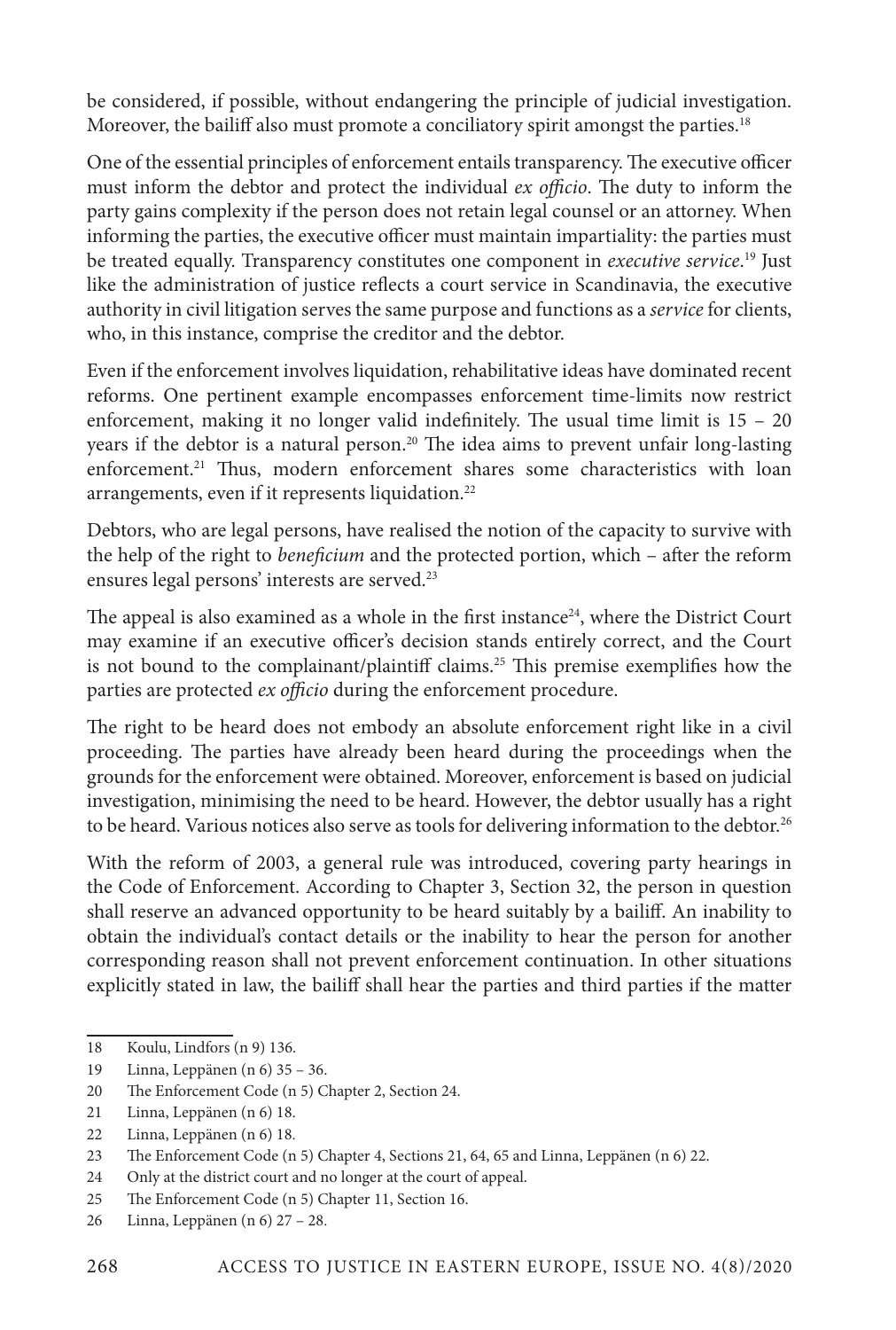be considered, if possible, without endangering the principle of judicial investigation. Moreover, the bailiff also must promote a conciliatory spirit amongst the parties.[18]

One of the essential principles of enforcement entails transparency. The executive officer must inform the debtor and protect the individual *ex officio*. The duty to inform the party gains complexity if the person does not retain legal counsel or an attorney. When informing the parties, the executive officer must maintain impartiality: the parties must be treated equally. Transparency constitutes one component in *executive service*.[19] Just like the administration of justice reflects a court service in Scandinavia, the executive authority in civil litigation serves the same purpose and functions as a *service* for clients, who, in this instance, comprise the creditor and the debtor.

Even if the enforcement involves liquidation, rehabilitative ideas have dominated recent reforms. One pertinent example encompasses enforcement time-limits now restrict enforcement, making it no longer valid indefinitely. The usual time limit is 15 – 20 years if the debtor is a natural person.[20] The idea aims to prevent unfair long-lasting enforcement.[21] Thus, modern enforcement shares some characteristics with loan arrangements, even if it represents liquidation.[22]

Debtors, who are legal persons, have realised the notion of the capacity to survive with the help of the right to *beneficium* and the protected portion, which – after the reform ensures legal persons' interests are served.[23]

The appeal is also examined as a whole in the first instance[24], where the District Court may examine if an executive officer's decision stands entirely correct, and the Court is not bound to the complainant/plaintiff claims.[25] This premise exemplifies how the parties are protected *ex officio* during the enforcement procedure.

The right to be heard does not embody an absolute enforcement right like in a civil proceeding. The parties have already been heard during the proceedings when the grounds for the enforcement were obtained. Moreover, enforcement is based on judicial investigation, minimising the need to be heard. However, the debtor usually has a right to be heard. Various notices also serve as tools for delivering information to the debtor.[26]

With the reform of 2003, a general rule was introduced, covering party hearings in the Code of Enforcement. According to Chapter 3, Section 32, the person in question shall reserve an advanced opportunity to be heard suitably by a bailiff. An inability to obtain the individual's contact details or the inability to hear the person for another corresponding reason shall not prevent enforcement continuation. In other situations explicitly stated in law, the bailiff shall hear the parties and third parties if the matter

---

18 Koulu, Lindfors (n 9) 136.

19 Linna, Leppänen (n 6) 35 – 36.

20 The Enforcement Code (n 5) Chapter 2, Section 24.

21 Linna, Leppänen (n 6) 18.

22 Linna, Leppänen (n 6) 18.

23 The Enforcement Code (n 5) Chapter 4, Sections 21, 64, 65 and Linna, Leppänen (n 6) 22.

24 Only at the district court and no longer at the court of appeal.

25 The Enforcement Code (n 5) Chapter 11, Section 16.

26 Linna, Leppänen (n 6) 27 – 28.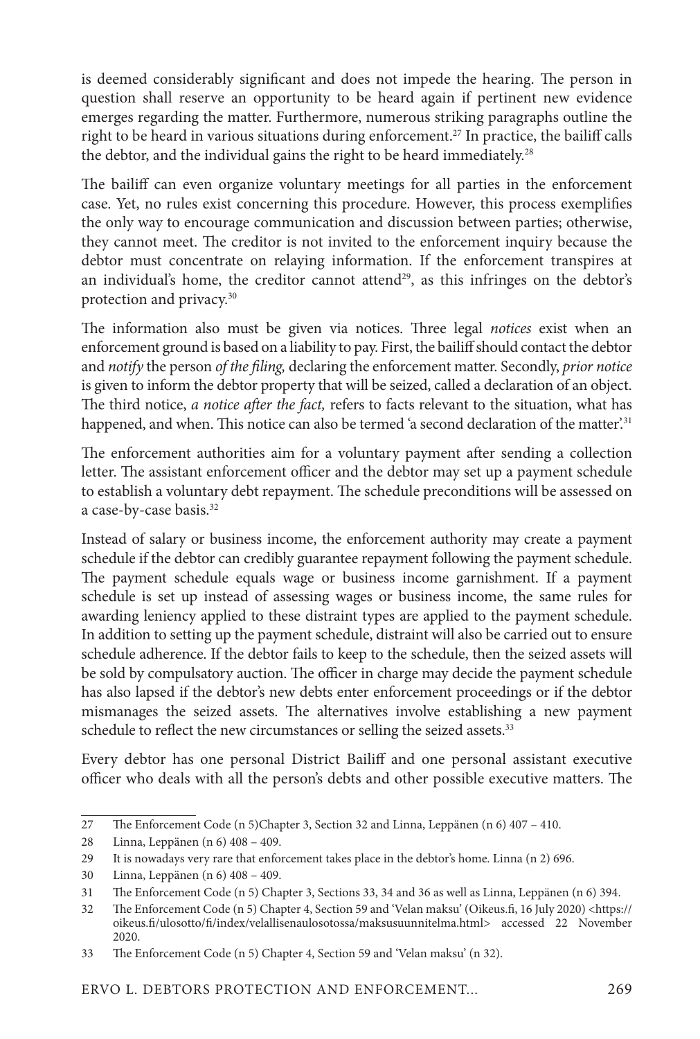is deemed considerably significant and does not impede the hearing. The person in question shall reserve an opportunity to be heard again if pertinent new evidence emerges regarding the matter. Furthermore, numerous striking paragraphs outline the right to be heard in various situations during enforcement.[27] In practice, the bailiff calls the debtor, and the individual gains the right to be heard immediately.[28]

The bailiff can even organize voluntary meetings for all parties in the enforcement case. Yet, no rules exist concerning this procedure. However, this process exemplifies the only way to encourage communication and discussion between parties; otherwise, they cannot meet. The creditor is not invited to the enforcement inquiry because the debtor must concentrate on relaying information. If the enforcement transpires at an individual's home, the creditor cannot attend[29], as this infringes on the debtor's protection and privacy.[30]

The information also must be given via notices. Three legal *notices* exist when an enforcement ground is based on a liability to pay. First, the bailiff should contact the debtor and *notify* the person *of the filing,* declaring the enforcement matter. Secondly, *prior notice* is given to inform the debtor property that will be seized, called a declaration of an object. The third notice, *a notice after the fact,* refers to facts relevant to the situation, what has happened, and when. This notice can also be termed 'a second declaration of the matter'.[31]

The enforcement authorities aim for a voluntary payment after sending a collection letter. The assistant enforcement officer and the debtor may set up a payment schedule to establish a voluntary debt repayment. The schedule preconditions will be assessed on a case-by-case basis.[32]

Instead of salary or business income, the enforcement authority may create a payment schedule if the debtor can credibly guarantee repayment following the payment schedule. The payment schedule equals wage or business income garnishment. If a payment schedule is set up instead of assessing wages or business income, the same rules for awarding leniency applied to these distraint types are applied to the payment schedule. In addition to setting up the payment schedule, distraint will also be carried out to ensure schedule adherence. If the debtor fails to keep to the schedule, then the seized assets will be sold by compulsatory auction. The officer in charge may decide the payment schedule has also lapsed if the debtor's new debts enter enforcement proceedings or if the debtor mismanages the seized assets. The alternatives involve establishing a new payment schedule to reflect the new circumstances or selling the seized assets.[33]

Every debtor has one personal District Bailiff and one personal assistant executive officer who deals with all the person's debts and other possible executive matters. The

---

27 The Enforcement Code (n 5)Chapter 3, Section 32 and Linna, Leppänen (n 6) 407 – 410.

28 Linna, Leppänen (n 6) 408 – 409.

29 It is nowadays very rare that enforcement takes place in the debtor's home. Linna (n 2) 696.

30 Linna, Leppänen (n 6) 408 – 409.

31 The Enforcement Code (n 5) Chapter 3, Sections 33, 34 and 36 as well as Linna, Leppänen (n 6) 394.

32 The Enforcement Code (n 5) Chapter 4, Section 59 and 'Velan maksu' (Oikeus.fi, 16 July 2020) <https://oikeus.fi/ulosotto/fi/index/velallisenaulosotossa/maksusuunnitelma.html> accessed 22 November 2020.

33 The Enforcement Code (n 5) Chapter 4, Section 59 and 'Velan maksu' (n 32).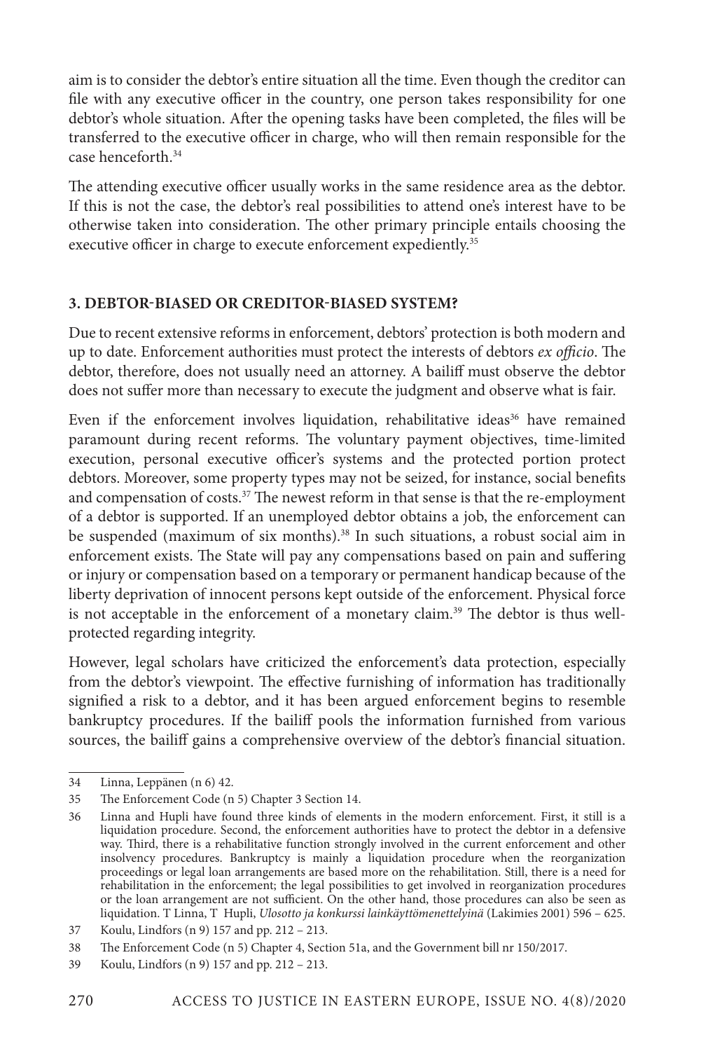aim is to consider the debtor's entire situation all the time. Even though the creditor can file with any executive officer in the country, one person takes responsibility for one debtor's whole situation. After the opening tasks have been completed, the files will be transferred to the executive officer in charge, who will then remain responsible for the case henceforth.[34]

The attending executive officer usually works in the same residence area as the debtor. If this is not the case, the debtor's real possibilities to attend one's interest have to be otherwise taken into consideration. The other primary principle entails choosing the executive officer in charge to execute enforcement expediently.[35]

### 3. DEBTOR-BIASED OR CREDITOR-BIASED SYSTEM?

Due to recent extensive reforms in enforcement, debtors' protection is both modern and up to date. Enforcement authorities must protect the interests of debtors *ex officio*. The debtor, therefore, does not usually need an attorney. A bailiff must observe the debtor does not suffer more than necessary to execute the judgment and observe what is fair.

Even if the enforcement involves liquidation, rehabilitative ideas[36] have remained paramount during recent reforms. The voluntary payment objectives, time-limited execution, personal executive officer's systems and the protected portion protect debtors. Moreover, some property types may not be seized, for instance, social benefits and compensation of costs.[37] The newest reform in that sense is that the re-employment of a debtor is supported. If an unemployed debtor obtains a job, the enforcement can be suspended (maximum of six months).[38] In such situations, a robust social aim in enforcement exists. The State will pay any compensations based on pain and suffering or injury or compensation based on a temporary or permanent handicap because of the liberty deprivation of innocent persons kept outside of the enforcement. Physical force is not acceptable in the enforcement of a monetary claim.[39] The debtor is thus well-protected regarding integrity.

However, legal scholars have criticized the enforcement's data protection, especially from the debtor's viewpoint. The effective furnishing of information has traditionally signified a risk to a debtor, and it has been argued enforcement begins to resemble bankruptcy procedures. If the bailiff pools the information furnished from various sources, the bailiff gains a comprehensive overview of the debtor's financial situation.

---

34 Linna, Leppänen (n 6) 42.

35 The Enforcement Code (n 5) Chapter 3 Section 14.

36 Linna and Hupli have found three kinds of elements in the modern enforcement. First, it still is a liquidation procedure. Second, the enforcement authorities have to protect the debtor in a defensive way. Third, there is a rehabilitative function strongly involved in the current enforcement and other insolvency procedures. Bankruptcy is mainly a liquidation procedure when the reorganization proceedings or legal loan arrangements are based more on the rehabilitation. Still, there is a need for rehabilitation in the enforcement; the legal possibilities to get involved in reorganization procedures or the loan arrangement are not sufficient. On the other hand, those procedures can also be seen as liquidation. T Linna, T Hupli, *Ulosotto ja konkurssi lainkäyttömenettelyinä* (Lakimies 2001) 596 – 625.

37 Koulu, Lindfors (n 9) 157 and pp. 212 – 213.

38 The Enforcement Code (n 5) Chapter 4, Section 51a, and the Government bill nr 150/2017.

39 Koulu, Lindfors (n 9) 157 and pp. 212 – 213.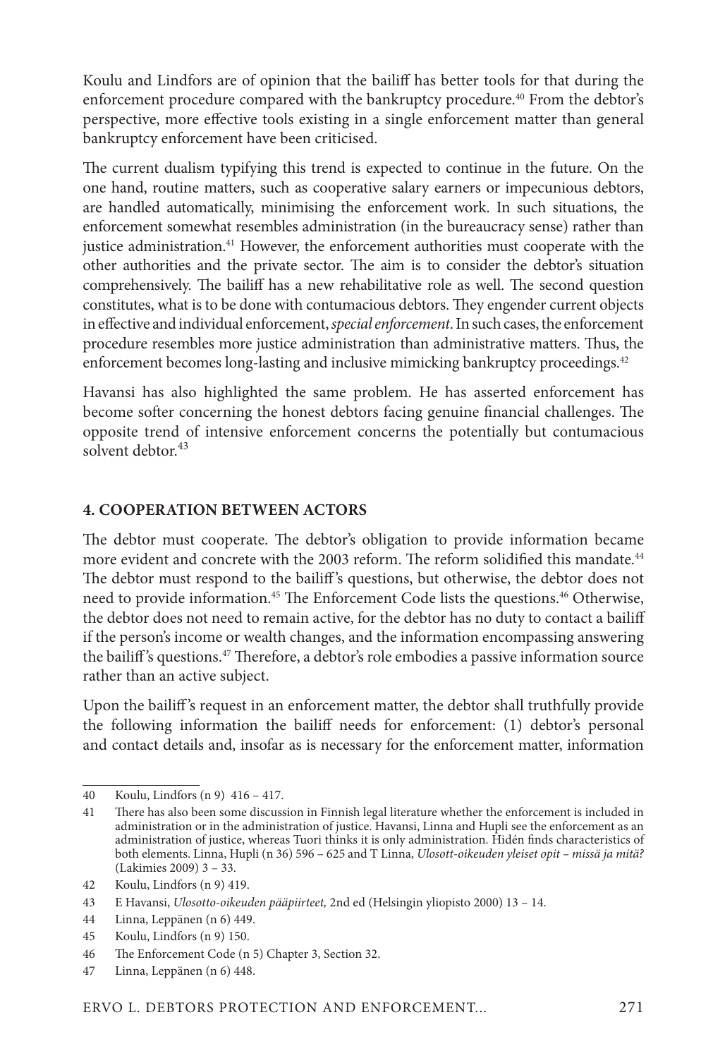Koulu and Lindfors are of opinion that the bailiff has better tools for that during the enforcement procedure compared with the bankruptcy procedure.[40] From the debtor's perspective, more effective tools existing in a single enforcement matter than general bankruptcy enforcement have been criticised.

The current dualism typifying this trend is expected to continue in the future. On the one hand, routine matters, such as cooperative salary earners or impecunious debtors, are handled automatically, minimising the enforcement work. In such situations, the enforcement somewhat resembles administration (in the bureaucracy sense) rather than justice administration.[41] However, the enforcement authorities must cooperate with the other authorities and the private sector. The aim is to consider the debtor's situation comprehensively. The bailiff has a new rehabilitative role as well. The second question constitutes, what is to be done with contumacious debtors. They engender current objects in effective and individual enforcement, *special enforcement*. In such cases, the enforcement procedure resembles more justice administration than administrative matters. Thus, the enforcement becomes long-lasting and inclusive mimicking bankruptcy proceedings.[42]

Havansi has also highlighted the same problem. He has asserted enforcement has become softer concerning the honest debtors facing genuine financial challenges. The opposite trend of intensive enforcement concerns the potentially but contumacious solvent debtor.[43]

## 4. COOPERATION BETWEEN ACTORS

The debtor must cooperate. The debtor's obligation to provide information became more evident and concrete with the 2003 reform. The reform solidified this mandate.[44] The debtor must respond to the bailiff's questions, but otherwise, the debtor does not need to provide information.[45] The Enforcement Code lists the questions.[46] Otherwise, the debtor does not need to remain active, for the debtor has no duty to contact a bailiff if the person's income or wealth changes, and the information encompassing answering the bailiff's questions.[47] Therefore, a debtor's role embodies a passive information source rather than an active subject.

Upon the bailiff's request in an enforcement matter, the debtor shall truthfully provide the following information the bailiff needs for enforcement: (1) debtor's personal and contact details and, insofar as is necessary for the enforcement matter, information

---

40 Koulu, Lindfors (n 9) 416 – 417.

41 There has also been some discussion in Finnish legal literature whether the enforcement is included in administration or in the administration of justice. Havansi, Linna and Hupli see the enforcement as an administration of justice, whereas Tuori thinks it is only administration. Hidén finds characteristics of both elements. Linna, Hupli (n 36) 596 – 625 and T Linna, *Ulosott-oikeuden yleiset opit – missä ja mitä?* (Lakimies 2009) 3 – 33.

42 Koulu, Lindfors (n 9) 419.

43 E Havansi, *Ulosotto-oikeuden pääpiirteet,* 2nd ed (Helsingin yliopisto 2000) 13 – 14.

44 Linna, Leppänen (n 6) 449.

45 Koulu, Lindfors (n 9) 150.

46 The Enforcement Code (n 5) Chapter 3, Section 32.

47 Linna, Leppänen (n 6) 448.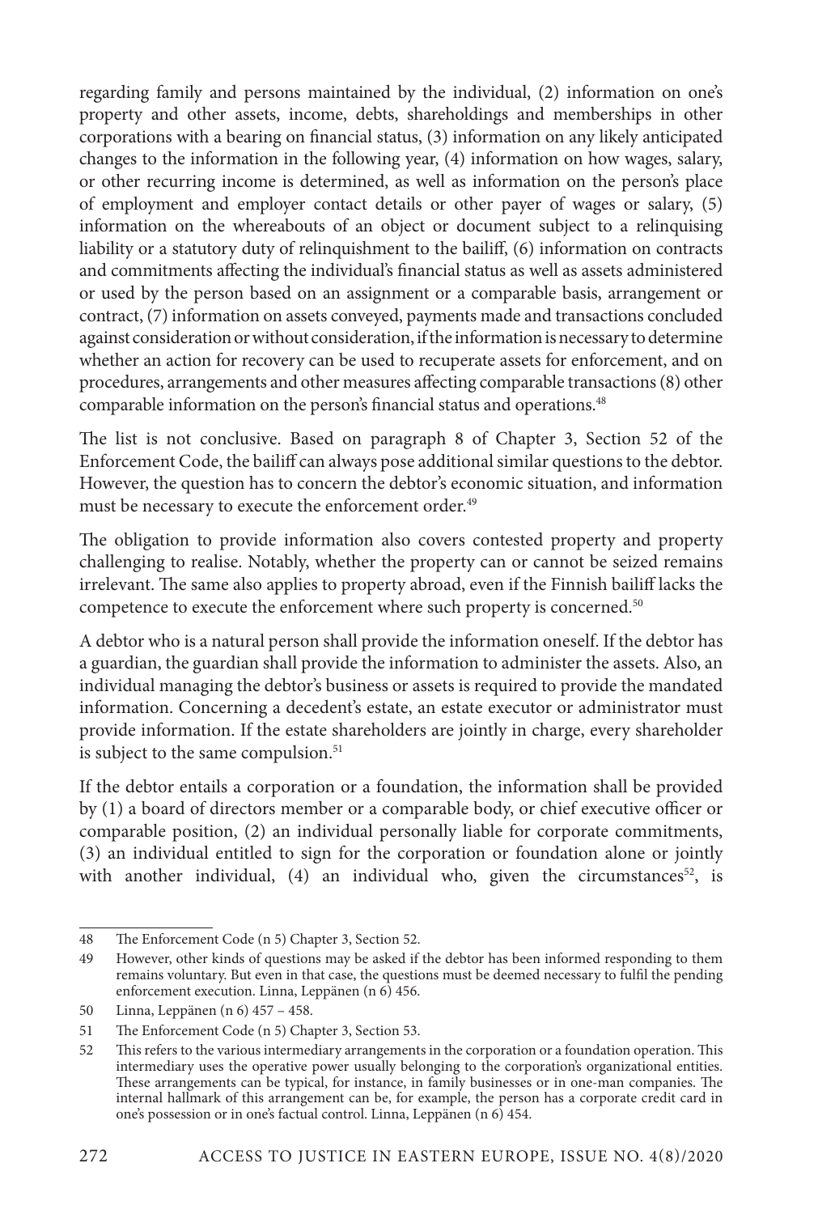regarding family and persons maintained by the individual, (2) information on one's property and other assets, income, debts, shareholdings and memberships in other corporations with a bearing on financial status, (3) information on any likely anticipated changes to the information in the following year, (4) information on how wages, salary, or other recurring income is determined, as well as information on the person's place of employment and employer contact details or other payer of wages or salary, (5) information on the whereabouts of an object or document subject to a relinquising liability or a statutory duty of relinquishment to the bailiff, (6) information on contracts and commitments affecting the individual's financial status as well as assets administered or used by the person based on an assignment or a comparable basis, arrangement or contract, (7) information on assets conveyed, payments made and transactions concluded against consideration or without consideration, if the information is necessary to determine whether an action for recovery can be used to recuperate assets for enforcement, and on procedures, arrangements and other measures affecting comparable transactions (8) other comparable information on the person's financial status and operations.[48]

The list is not conclusive. Based on paragraph 8 of Chapter 3, Section 52 of the Enforcement Code, the bailiff can always pose additional similar questions to the debtor. However, the question has to concern the debtor's economic situation, and information must be necessary to execute the enforcement order.[49]

The obligation to provide information also covers contested property and property challenging to realise. Notably, whether the property can or cannot be seized remains irrelevant. The same also applies to property abroad, even if the Finnish bailiff lacks the competence to execute the enforcement where such property is concerned.[50]

A debtor who is a natural person shall provide the information oneself. If the debtor has a guardian, the guardian shall provide the information to administer the assets. Also, an individual managing the debtor's business or assets is required to provide the mandated information. Concerning a decedent's estate, an estate executor or administrator must provide information. If the estate shareholders are jointly in charge, every shareholder is subject to the same compulsion.[51]

If the debtor entails a corporation or a foundation, the information shall be provided by (1) a board of directors member or a comparable body, or chief executive officer or comparable position, (2) an individual personally liable for corporate commitments, (3) an individual entitled to sign for the corporation or foundation alone or jointly with another individual, (4) an individual who, given the circumstances[52], is

---

48 The Enforcement Code (n 5) Chapter 3, Section 52.

49 However, other kinds of questions may be asked if the debtor has been informed responding to them remains voluntary. But even in that case, the questions must be deemed necessary to fulfil the pending enforcement execution. Linna, Leppänen (n 6) 456.

50 Linna, Leppänen (n 6) 457 – 458.

51 The Enforcement Code (n 5) Chapter 3, Section 53.

52 This refers to the various intermediary arrangements in the corporation or a foundation operation. This intermediary uses the operative power usually belonging to the corporation's organizational entities. These arrangements can be typical, for instance, in family businesses or in one-man companies. The internal hallmark of this arrangement can be, for example, the person has a corporate credit card in one's possession or in one's factual control. Linna, Leppänen (n 6) 454.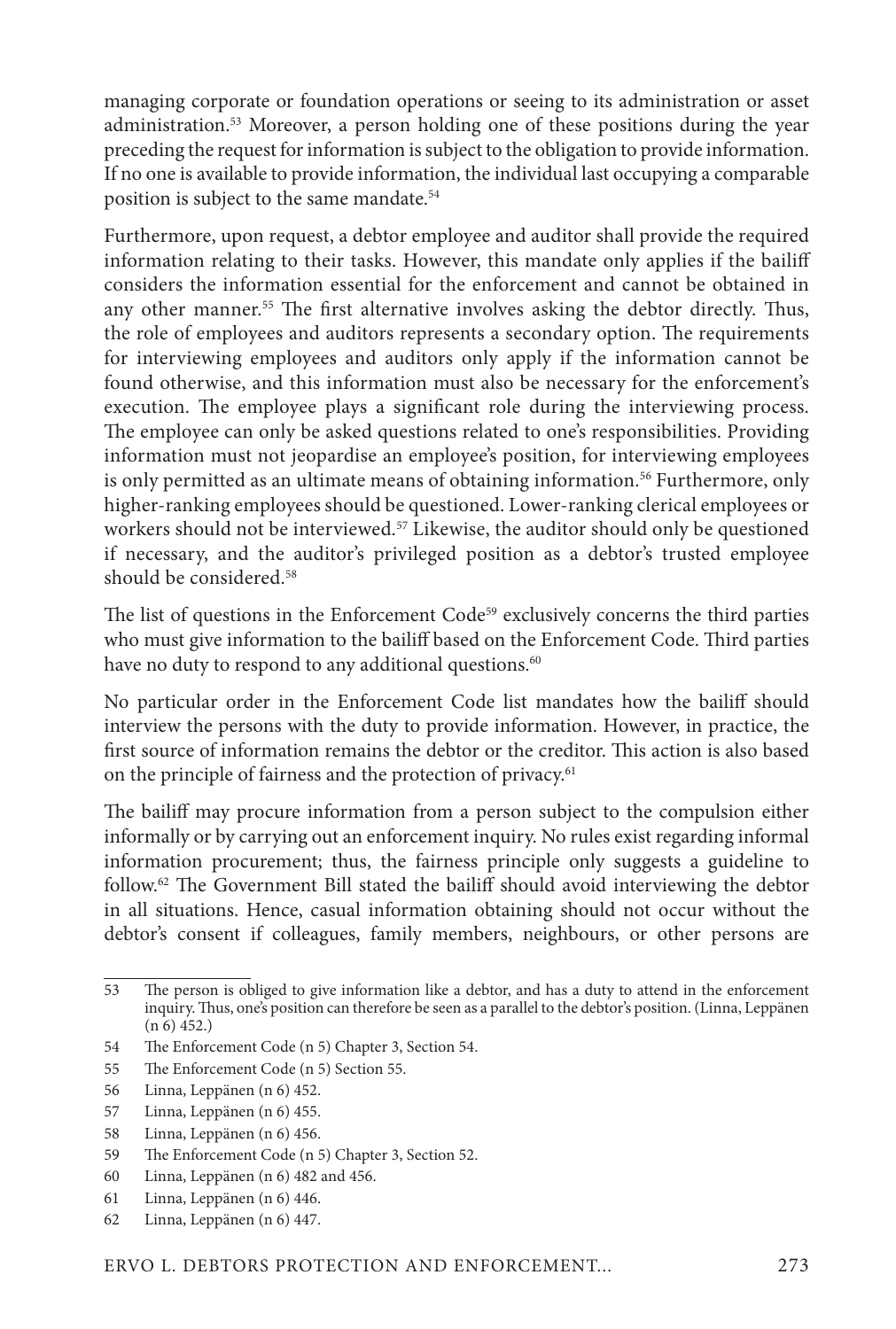managing corporate or foundation operations or seeing to its administration or asset administration.[53] Moreover, a person holding one of these positions during the year preceding the request for information is subject to the obligation to provide information. If no one is available to provide information, the individual last occupying a comparable position is subject to the same mandate.[54]

Furthermore, upon request, a debtor employee and auditor shall provide the required information relating to their tasks. However, this mandate only applies if the bailiff considers the information essential for the enforcement and cannot be obtained in any other manner.[55] The first alternative involves asking the debtor directly. Thus, the role of employees and auditors represents a secondary option. The requirements for interviewing employees and auditors only apply if the information cannot be found otherwise, and this information must also be necessary for the enforcement's execution. The employee plays a significant role during the interviewing process. The employee can only be asked questions related to one's responsibilities. Providing information must not jeopardise an employee's position, for interviewing employees is only permitted as an ultimate means of obtaining information.[56] Furthermore, only higher-ranking employees should be questioned. Lower-ranking clerical employees or workers should not be interviewed.[57] Likewise, the auditor should only be questioned if necessary, and the auditor's privileged position as a debtor's trusted employee should be considered.[58]

The list of questions in the Enforcement Code[59] exclusively concerns the third parties who must give information to the bailiff based on the Enforcement Code. Third parties have no duty to respond to any additional questions.[60]

No particular order in the Enforcement Code list mandates how the bailiff should interview the persons with the duty to provide information. However, in practice, the first source of information remains the debtor or the creditor. This action is also based on the principle of fairness and the protection of privacy.[61]

The bailiff may procure information from a person subject to the compulsion either informally or by carrying out an enforcement inquiry. No rules exist regarding informal information procurement; thus, the fairness principle only suggests a guideline to follow.[62] The Government Bill stated the bailiff should avoid interviewing the debtor in all situations. Hence, casual information obtaining should not occur without the debtor's consent if colleagues, family members, neighbours, or other persons are

---

53 The person is obliged to give information like a debtor, and has a duty to attend in the enforcement inquiry. Thus, one's position can therefore be seen as a parallel to the debtor's position. (Linna, Leppänen (n 6) 452.)

54 The Enforcement Code (n 5) Chapter 3, Section 54.

55 The Enforcement Code (n 5) Section 55.

56 Linna, Leppänen (n 6) 452.

57 Linna, Leppänen (n 6) 455.

58 Linna, Leppänen (n 6) 456.

59 The Enforcement Code (n 5) Chapter 3, Section 52.

60 Linna, Leppänen (n 6) 482 and 456.

61 Linna, Leppänen (n 6) 446.

62 Linna, Leppänen (n 6) 447.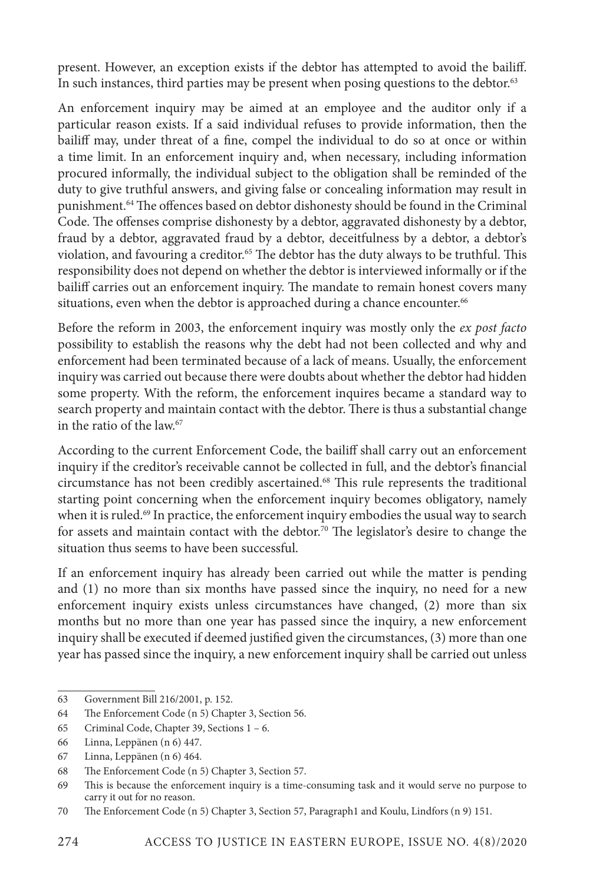present. However, an exception exists if the debtor has attempted to avoid the bailiff. In such instances, third parties may be present when posing questions to the debtor.[63]

An enforcement inquiry may be aimed at an employee and the auditor only if a particular reason exists. If a said individual refuses to provide information, then the bailiff may, under threat of a fine, compel the individual to do so at once or within a time limit. In an enforcement inquiry and, when necessary, including information procured informally, the individual subject to the obligation shall be reminded of the duty to give truthful answers, and giving false or concealing information may result in punishment.[64] The offences based on debtor dishonesty should be found in the Criminal Code. The offenses comprise dishonesty by a debtor, aggravated dishonesty by a debtor, fraud by a debtor, aggravated fraud by a debtor, deceitfulness by a debtor, a debtor's violation, and favouring a creditor.[65] The debtor has the duty always to be truthful. This responsibility does not depend on whether the debtor is interviewed informally or if the bailiff carries out an enforcement inquiry. The mandate to remain honest covers many situations, even when the debtor is approached during a chance encounter.[66]

Before the reform in 2003, the enforcement inquiry was mostly only the *ex post facto* possibility to establish the reasons why the debt had not been collected and why and enforcement had been terminated because of a lack of means. Usually, the enforcement inquiry was carried out because there were doubts about whether the debtor had hidden some property. With the reform, the enforcement inquires became a standard way to search property and maintain contact with the debtor. There is thus a substantial change in the ratio of the law.[67]

According to the current Enforcement Code, the bailiff shall carry out an enforcement inquiry if the creditor's receivable cannot be collected in full, and the debtor's financial circumstance has not been credibly ascertained.[68] This rule represents the traditional starting point concerning when the enforcement inquiry becomes obligatory, namely when it is ruled.[69] In practice, the enforcement inquiry embodies the usual way to search for assets and maintain contact with the debtor.[70] The legislator's desire to change the situation thus seems to have been successful.

If an enforcement inquiry has already been carried out while the matter is pending and (1) no more than six months have passed since the inquiry, no need for a new enforcement inquiry exists unless circumstances have changed, (2) more than six months but no more than one year has passed since the inquiry, a new enforcement inquiry shall be executed if deemed justified given the circumstances, (3) more than one year has passed since the inquiry, a new enforcement inquiry shall be carried out unless

---

63 Government Bill 216/2001, p. 152.

64 The Enforcement Code (n 5) Chapter 3, Section 56.

65 Criminal Code, Chapter 39, Sections 1 – 6.

66 Linna, Leppänen (n 6) 447.

67 Linna, Leppänen (n 6) 464.

68 The Enforcement Code (n 5) Chapter 3, Section 57.

69 This is because the enforcement inquiry is a time-consuming task and it would serve no purpose to carry it out for no reason.

70 The Enforcement Code (n 5) Chapter 3, Section 57, Paragraph1 and Koulu, Lindfors (n 9) 151.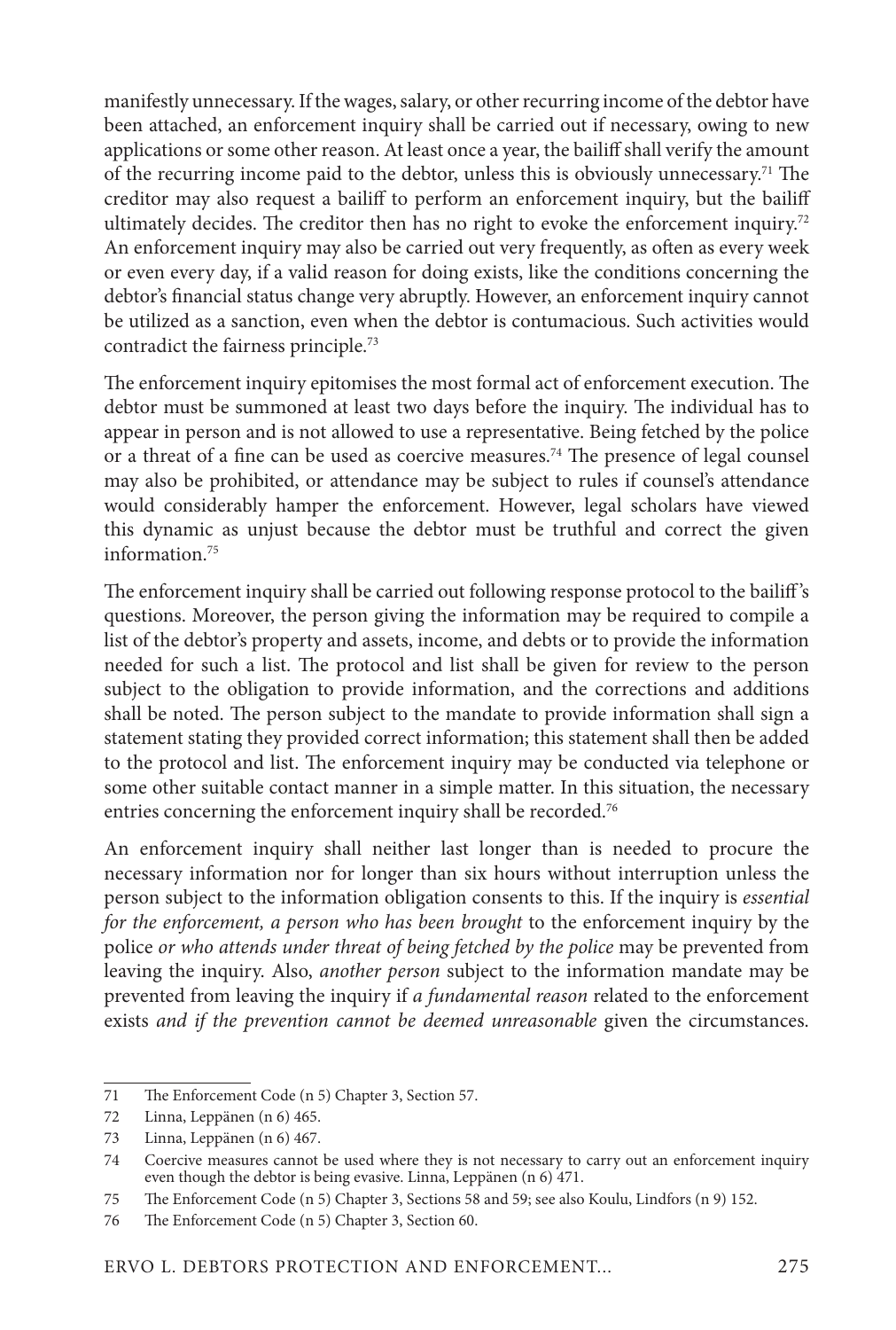manifestly unnecessary. If the wages, salary, or other recurring income of the debtor have been attached, an enforcement inquiry shall be carried out if necessary, owing to new applications or some other reason. At least once a year, the bailiff shall verify the amount of the recurring income paid to the debtor, unless this is obviously unnecessary.[71] The creditor may also request a bailiff to perform an enforcement inquiry, but the bailiff ultimately decides. The creditor then has no right to evoke the enforcement inquiry.[72] An enforcement inquiry may also be carried out very frequently, as often as every week or even every day, if a valid reason for doing exists, like the conditions concerning the debtor's financial status change very abruptly. However, an enforcement inquiry cannot be utilized as a sanction, even when the debtor is contumacious. Such activities would contradict the fairness principle.[73]

The enforcement inquiry epitomises the most formal act of enforcement execution. The debtor must be summoned at least two days before the inquiry. The individual has to appear in person and is not allowed to use a representative. Being fetched by the police or a threat of a fine can be used as coercive measures.[74] The presence of legal counsel may also be prohibited, or attendance may be subject to rules if counsel's attendance would considerably hamper the enforcement. However, legal scholars have viewed this dynamic as unjust because the debtor must be truthful and correct the given information.[75]

The enforcement inquiry shall be carried out following response protocol to the bailiff's questions. Moreover, the person giving the information may be required to compile a list of the debtor's property and assets, income, and debts or to provide the information needed for such a list. The protocol and list shall be given for review to the person subject to the obligation to provide information, and the corrections and additions shall be noted. The person subject to the mandate to provide information shall sign a statement stating they provided correct information; this statement shall then be added to the protocol and list. The enforcement inquiry may be conducted via telephone or some other suitable contact manner in a simple matter. In this situation, the necessary entries concerning the enforcement inquiry shall be recorded.[76]

An enforcement inquiry shall neither last longer than is needed to procure the necessary information nor for longer than six hours without interruption unless the person subject to the information obligation consents to this. If the inquiry is *essential for the enforcement, a person who has been brought* to the enforcement inquiry by the police *or who attends under threat of being fetched by the police* may be prevented from leaving the inquiry. Also, *another person* subject to the information mandate may be prevented from leaving the inquiry if *a fundamental reason* related to the enforcement exists *and if the prevention cannot be deemed unreasonable* given the circumstances.

---

71 The Enforcement Code (n 5) Chapter 3, Section 57.

72 Linna, Leppänen (n 6) 465.

73 Linna, Leppänen (n 6) 467.

74 Coercive measures cannot be used where they is not necessary to carry out an enforcement inquiry even though the debtor is being evasive. Linna, Leppänen (n 6) 471.

75 The Enforcement Code (n 5) Chapter 3, Sections 58 and 59; see also Koulu, Lindfors (n 9) 152.

76 The Enforcement Code (n 5) Chapter 3, Section 60.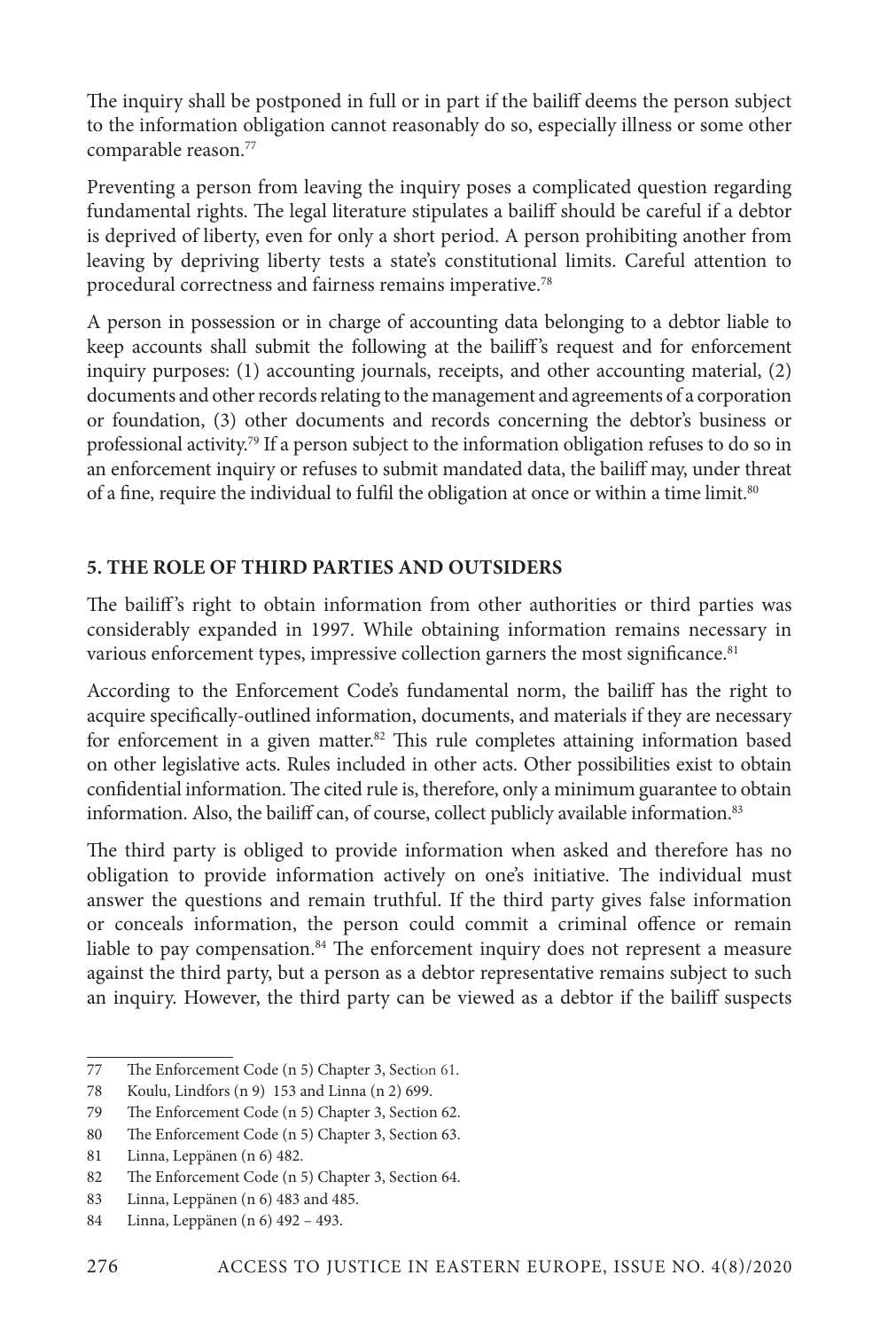The inquiry shall be postponed in full or in part if the bailiff deems the person subject to the information obligation cannot reasonably do so, especially illness or some other comparable reason.[77]

Preventing a person from leaving the inquiry poses a complicated question regarding fundamental rights. The legal literature stipulates a bailiff should be careful if a debtor is deprived of liberty, even for only a short period. A person prohibiting another from leaving by depriving liberty tests a state's constitutional limits. Careful attention to procedural correctness and fairness remains imperative.[78]

A person in possession or in charge of accounting data belonging to a debtor liable to keep accounts shall submit the following at the bailiff's request and for enforcement inquiry purposes: (1) accounting journals, receipts, and other accounting material, (2) documents and other records relating to the management and agreements of a corporation or foundation, (3) other documents and records concerning the debtor's business or professional activity.[79] If a person subject to the information obligation refuses to do so in an enforcement inquiry or refuses to submit mandated data, the bailiff may, under threat of a fine, require the individual to fulfil the obligation at once or within a time limit.[80]

## 5. THE ROLE OF THIRD PARTIES AND OUTSIDERS

The bailiff's right to obtain information from other authorities or third parties was considerably expanded in 1997. While obtaining information remains necessary in various enforcement types, impressive collection garners the most significance.[81]

According to the Enforcement Code's fundamental norm, the bailiff has the right to acquire specifically-outlined information, documents, and materials if they are necessary for enforcement in a given matter.[82] This rule completes attaining information based on other legislative acts. Rules included in other acts. Other possibilities exist to obtain confidential information. The cited rule is, therefore, only a minimum guarantee to obtain information. Also, the bailiff can, of course, collect publicly available information.[83]

The third party is obliged to provide information when asked and therefore has no obligation to provide information actively on one's initiative. The individual must answer the questions and remain truthful. If the third party gives false information or conceals information, the person could commit a criminal offence or remain liable to pay compensation.[84] The enforcement inquiry does not represent a measure against the third party, but a person as a debtor representative remains subject to such an inquiry. However, the third party can be viewed as a debtor if the bailiff suspects

---

77 The Enforcement Code (n 5) Chapter 3, Section 61.

78 Koulu, Lindfors (n 9) 153 and Linna (n 2) 699.

79 The Enforcement Code (n 5) Chapter 3, Section 62.

80 The Enforcement Code (n 5) Chapter 3, Section 63.

81 Linna, Leppänen (n 6) 482.

82 The Enforcement Code (n 5) Chapter 3, Section 64.

83 Linna, Leppänen (n 6) 483 and 485.

84 Linna, Leppänen (n 6) 492 – 493.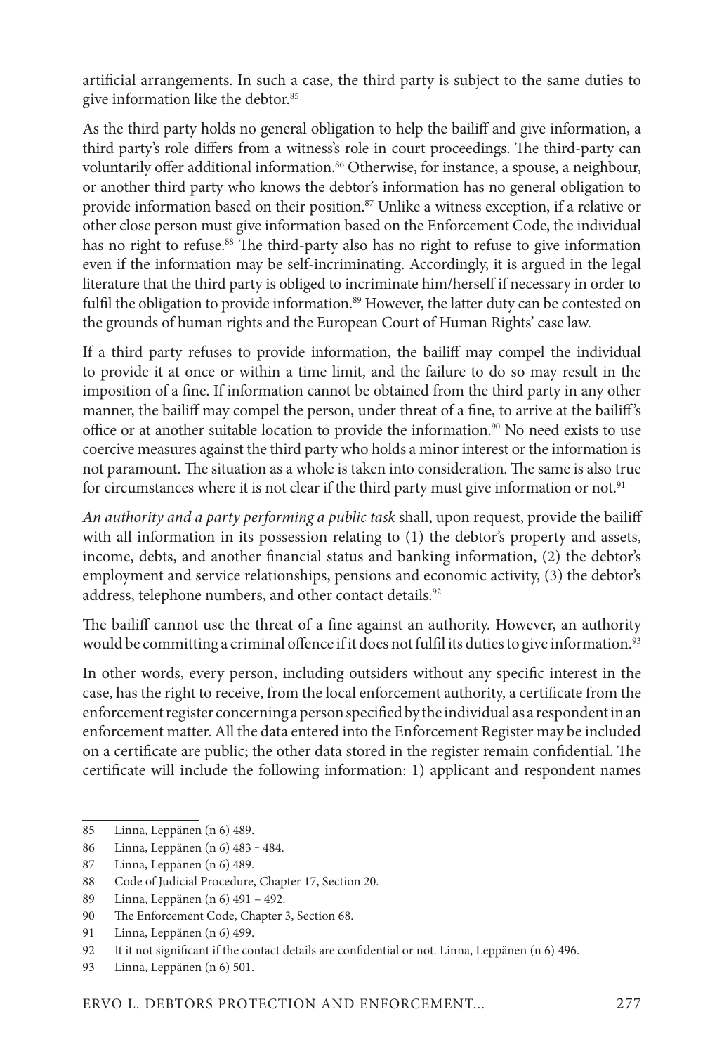artificial arrangements. In such a case, the third party is subject to the same duties to give information like the debtor.[85]

As the third party holds no general obligation to help the bailiff and give information, a third party's role differs from a witness's role in court proceedings. The third-party can voluntarily offer additional information.[86] Otherwise, for instance, a spouse, a neighbour, or another third party who knows the debtor's information has no general obligation to provide information based on their position.[87] Unlike a witness exception, if a relative or other close person must give information based on the Enforcement Code, the individual has no right to refuse.[88] The third-party also has no right to refuse to give information even if the information may be self-incriminating. Accordingly, it is argued in the legal literature that the third party is obliged to incriminate him/herself if necessary in order to fulfil the obligation to provide information.[89] However, the latter duty can be contested on the grounds of human rights and the European Court of Human Rights' case law.

If a third party refuses to provide information, the bailiff may compel the individual to provide it at once or within a time limit, and the failure to do so may result in the imposition of a fine. If information cannot be obtained from the third party in any other manner, the bailiff may compel the person, under threat of a fine, to arrive at the bailiff's office or at another suitable location to provide the information.[90] No need exists to use coercive measures against the third party who holds a minor interest or the information is not paramount. The situation as a whole is taken into consideration. The same is also true for circumstances where it is not clear if the third party must give information or not.[91]

*An authority and a party performing a public task* shall, upon request, provide the bailiff with all information in its possession relating to (1) the debtor's property and assets, income, debts, and another financial status and banking information, (2) the debtor's employment and service relationships, pensions and economic activity, (3) the debtor's address, telephone numbers, and other contact details.[92]

The bailiff cannot use the threat of a fine against an authority. However, an authority would be committing a criminal offence if it does not fulfil its duties to give information.[93]

In other words, every person, including outsiders without any specific interest in the case, has the right to receive, from the local enforcement authority, a certificate from the enforcement register concerning a person specified by the individual as a respondent in an enforcement matter. All the data entered into the Enforcement Register may be included on a certificate are public; the other data stored in the register remain confidential. The certificate will include the following information: 1) applicant and respondent names

---

85 Linna, Leppänen (n 6) 489.

86 Linna, Leppänen (n 6) 483 ‑ 484.

87 Linna, Leppänen (n 6) 489.

88 Code of Judicial Procedure, Chapter 17, Section 20.

89 Linna, Leppänen (n 6) 491 – 492.

90 The Enforcement Code, Chapter 3, Section 68.

91 Linna, Leppänen (n 6) 499.

92 It it not significant if the contact details are confidential or not. Linna, Leppänen (n 6) 496.

93 Linna, Leppänen (n 6) 501.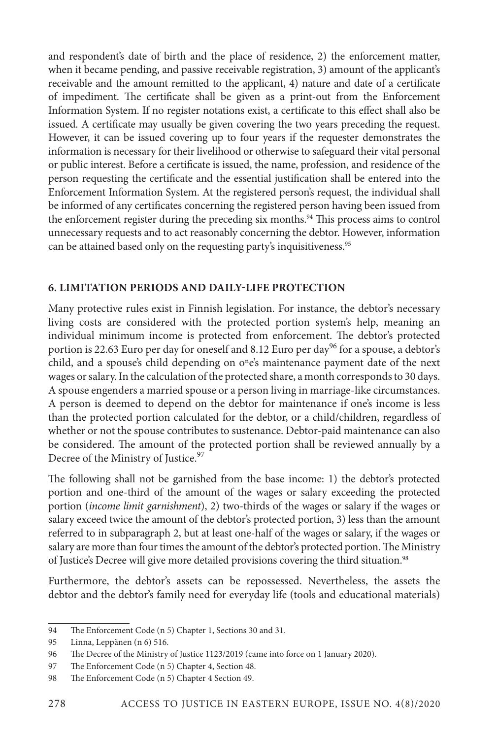and respondent's date of birth and the place of residence, 2) the enforcement matter, when it became pending, and passive receivable registration, 3) amount of the applicant's receivable and the amount remitted to the applicant, 4) nature and date of a certificate of impediment. The certificate shall be given as a print-out from the Enforcement Information System. If no register notations exist, a certificate to this effect shall also be issued. A certificate may usually be given covering the two years preceding the request. However, it can be issued covering up to four years if the requester demonstrates the information is necessary for their livelihood or otherwise to safeguard their vital personal or public interest. Before a certificate is issued, the name, profession, and residence of the person requesting the certificate and the essential justification shall be entered into the Enforcement Information System. At the registered person's request, the individual shall be informed of any certificates concerning the registered person having been issued from the enforcement register during the preceding six months.[94] This process aims to control unnecessary requests and to act reasonably concerning the debtor. However, information can be attained based only on the requesting party's inquisitiveness.[95]

## 6. LIMITATION PERIODS AND DAILY-LIFE PROTECTION

Many protective rules exist in Finnish legislation. For instance, the debtor's necessary living costs are considered with the protected portion system's help, meaning an individual minimum income is protected from enforcement. The debtor's protected portion is 22.63 Euro per day for oneself and 8.12 Euro per day[96] for a spouse, a debtor's child, and a spouse's child depending on one's maintenance payment date of the next wages or salary. In the calculation of the protected share, a month corresponds to 30 days. A spouse engenders a married spouse or a person living in marriage-like circumstances. A person is deemed to depend on the debtor for maintenance if one's income is less than the protected portion calculated for the debtor, or a child/children, regardless of whether or not the spouse contributes to sustenance. Debtor-paid maintenance can also be considered. The amount of the protected portion shall be reviewed annually by a Decree of the Ministry of Justice.[97]

The following shall not be garnished from the base income: 1) the debtor's protected portion and one-third of the amount of the wages or salary exceeding the protected portion (*income limit garnishment*), 2) two-thirds of the wages or salary if the wages or salary exceed twice the amount of the debtor's protected portion, 3) less than the amount referred to in subparagraph 2, but at least one-half of the wages or salary, if the wages or salary are more than four times the amount of the debtor's protected portion. The Ministry of Justice's Decree will give more detailed provisions covering the third situation.[98]

Furthermore, the debtor's assets can be repossessed. Nevertheless, the assets the debtor and the debtor's family need for everyday life (tools and educational materials)

---

94 The Enforcement Code (n 5) Chapter 1, Sections 30 and 31.

95 Linna, Leppänen (n 6) 516.

96 The Decree of the Ministry of Justice 1123/2019 (came into force on 1 January 2020).

97 The Enforcement Code (n 5) Chapter 4, Section 48.

98 The Enforcement Code (n 5) Chapter 4 Section 49.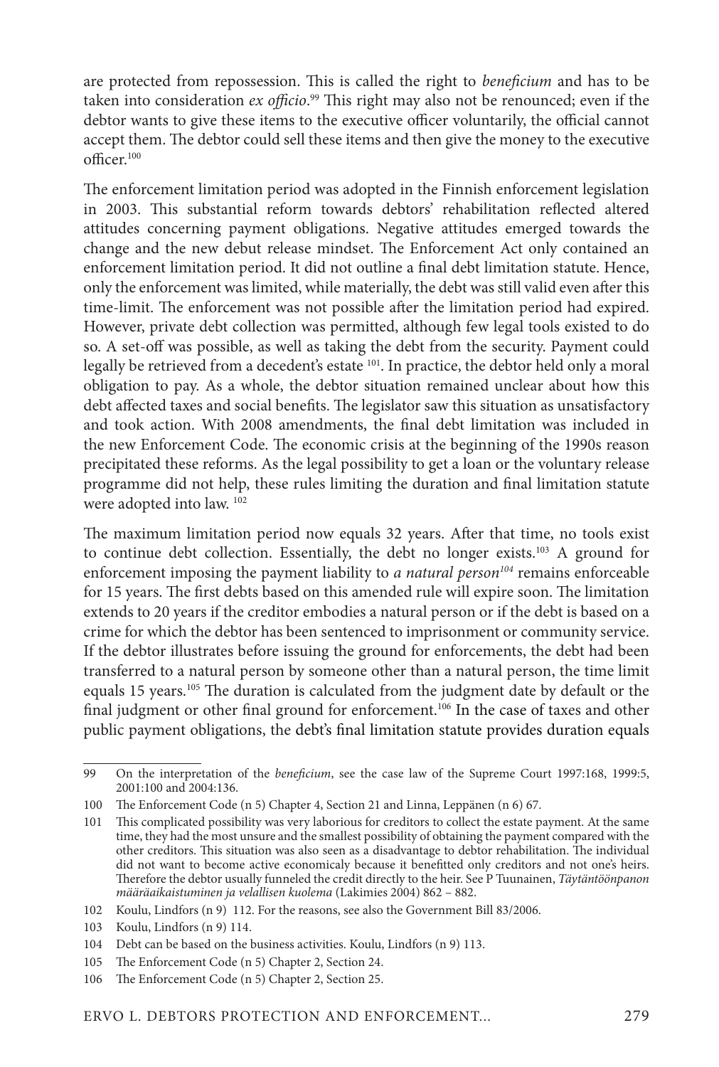are protected from repossession. This is called the right to *beneficium* and has to be taken into consideration *ex officio*.[99] This right may also not be renounced; even if the debtor wants to give these items to the executive officer voluntarily, the official cannot accept them. The debtor could sell these items and then give the money to the executive officer.[100]

The enforcement limitation period was adopted in the Finnish enforcement legislation in 2003. This substantial reform towards debtors' rehabilitation reflected altered attitudes concerning payment obligations. Negative attitudes emerged towards the change and the new debut release mindset. The Enforcement Act only contained an enforcement limitation period. It did not outline a final debt limitation statute. Hence, only the enforcement was limited, while materially, the debt was still valid even after this time-limit. The enforcement was not possible after the limitation period had expired. However, private debt collection was permitted, although few legal tools existed to do so. A set-off was possible, as well as taking the debt from the security. Payment could legally be retrieved from a decedent's estate [101]. In practice, the debtor held only a moral obligation to pay. As a whole, the debtor situation remained unclear about how this debt affected taxes and social benefits. The legislator saw this situation as unsatisfactory and took action. With 2008 amendments, the final debt limitation was included in the new Enforcement Code. The economic crisis at the beginning of the 1990s reason precipitated these reforms. As the legal possibility to get a loan or the voluntary release programme did not help, these rules limiting the duration and final limitation statute were adopted into law. [102]

The maximum limitation period now equals 32 years. After that time, no tools exist to continue debt collection. Essentially, the debt no longer exists.[103] A ground for enforcement imposing the payment liability to *a natural person*[104] remains enforceable for 15 years. The first debts based on this amended rule will expire soon. The limitation extends to 20 years if the creditor embodies a natural person or if the debt is based on a crime for which the debtor has been sentenced to imprisonment or community service. If the debtor illustrates before issuing the ground for enforcements, the debt had been transferred to a natural person by someone other than a natural person, the time limit equals 15 years.[105] The duration is calculated from the judgment date by default or the final judgment or other final ground for enforcement.[106] In the case of taxes and other public payment obligations, the debt's final limitation statute provides duration equals

---

99 On the interpretation of the *beneficium*, see the case law of the Supreme Court 1997:168, 1999:5, 2001:100 and 2004:136.

100 The Enforcement Code (n 5) Chapter 4, Section 21 and Linna, Leppänen (n 6) 67.

101 This complicated possibility was very laborious for creditors to collect the estate payment. At the same time, they had the most unsure and the smallest possibility of obtaining the payment compared with the other creditors. This situation was also seen as a disadvantage to debtor rehabilitation. The individual did not want to become active economicaly because it benefitted only creditors and not one's heirs. Therefore the debtor usually funneled the credit directly to the heir. See P Tuunainen, *Täytäntöönpanon määräaikaistuminen ja velallisen kuolema* (Lakimies 2004) 862 – 882.

102 Koulu, Lindfors (n 9) 112. For the reasons, see also the Government Bill 83/2006.

103 Koulu, Lindfors (n 9) 114.

104 Debt can be based on the business activities. Koulu, Lindfors (n 9) 113.

105 The Enforcement Code (n 5) Chapter 2, Section 24.

106 The Enforcement Code (n 5) Chapter 2, Section 25.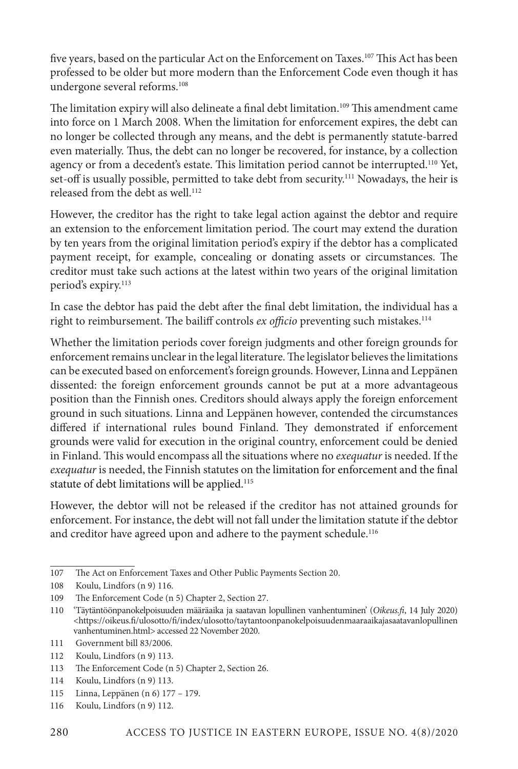five years, based on the particular Act on the Enforcement on Taxes.[107] This Act has been professed to be older but more modern than the Enforcement Code even though it has undergone several reforms.[108]

The limitation expiry will also delineate a final debt limitation.[109] This amendment came into force on 1 March 2008. When the limitation for enforcement expires, the debt can no longer be collected through any means, and the debt is permanently statute-barred even materially. Thus, the debt can no longer be recovered, for instance, by a collection agency or from a decedent's estate. This limitation period cannot be interrupted.[110] Yet, set-off is usually possible, permitted to take debt from security.[111] Nowadays, the heir is released from the debt as well.[112]

However, the creditor has the right to take legal action against the debtor and require an extension to the enforcement limitation period. The court may extend the duration by ten years from the original limitation period's expiry if the debtor has a complicated payment receipt, for example, concealing or donating assets or circumstances. The creditor must take such actions at the latest within two years of the original limitation period's expiry.[113]

In case the debtor has paid the debt after the final debt limitation, the individual has a right to reimbursement. The bailiff controls *ex officio* preventing such mistakes.[114]

Whether the limitation periods cover foreign judgments and other foreign grounds for enforcement remains unclear in the legal literature. The legislator believes the limitations can be executed based on enforcement's foreign grounds. However, Linna and Leppänen dissented: the foreign enforcement grounds cannot be put at a more advantageous position than the Finnish ones. Creditors should always apply the foreign enforcement ground in such situations. Linna and Leppänen however, contended the circumstances differed if international rules bound Finland. They demonstrated if enforcement grounds were valid for execution in the original country, enforcement could be denied in Finland. This would encompass all the situations where no *exequatur* is needed. If the *exequatur* is needed, the Finnish statutes on the limitation for enforcement and the final statute of debt limitations will be applied.[115]

However, the debtor will not be released if the creditor has not attained grounds for enforcement. For instance, the debt will not fall under the limitation statute if the debtor and creditor have agreed upon and adhere to the payment schedule.[116]

---

107 The Act on Enforcement Taxes and Other Public Payments Section 20.

108 Koulu, Lindfors (n 9) 116.

109 The Enforcement Code (n 5) Chapter 2, Section 27.

110 'Täytäntöönpanokelpoisuuden määräaika ja saatavan lopullinen vanhentuminen' (*Oikeus.fi*, 14 July 2020) <https://oikeus.fi/ulosotto/fi/index/ulosotto/taytantoonpanokelpoisuudenmaaraaikajasaatavanlopullinenvanhentuminen.html> accessed 22 November 2020.

111 Government bill 83/2006.

112 Koulu, Lindfors (n 9) 113.

113 The Enforcement Code (n 5) Chapter 2, Section 26.

114 Koulu, Lindfors (n 9) 113.

115 Linna, Leppänen (n 6) 177 – 179.

116 Koulu, Lindfors (n 9) 112.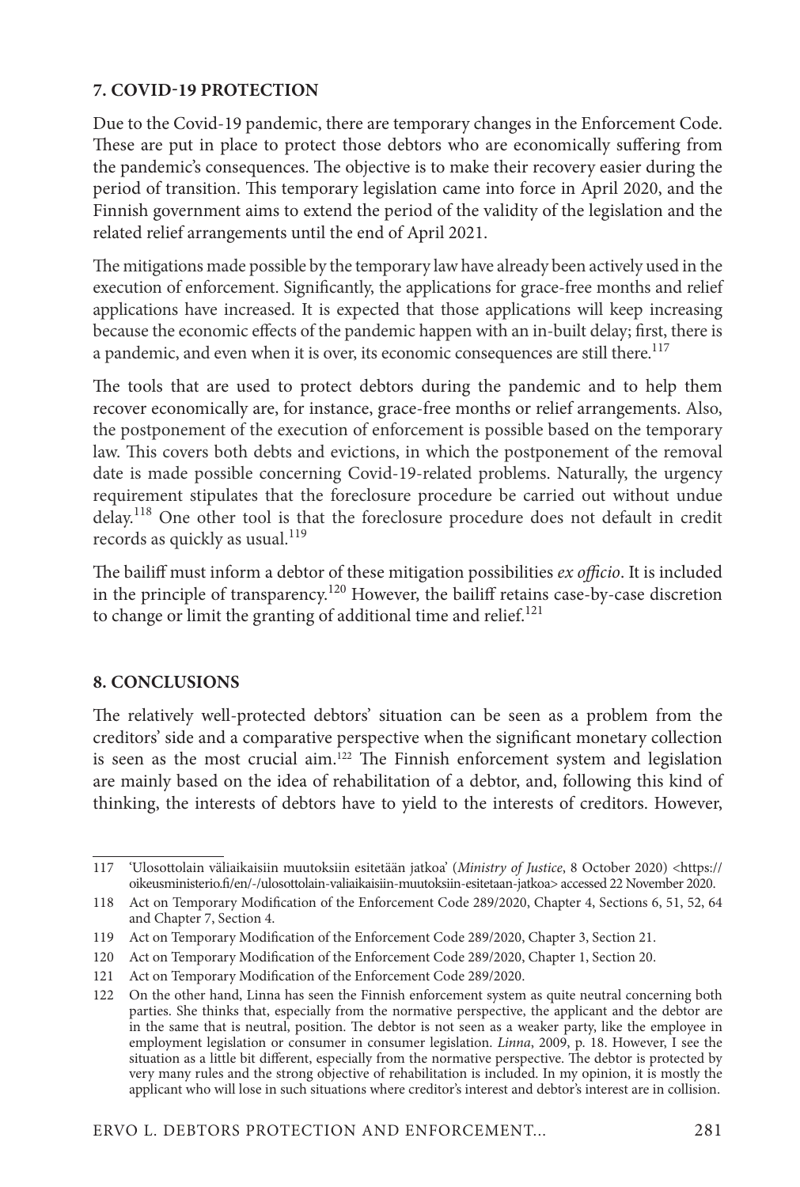## 7. COVID-19 PROTECTION

Due to the Covid-19 pandemic, there are temporary changes in the Enforcement Code. These are put in place to protect those debtors who are economically suffering from the pandemic's consequences. The objective is to make their recovery easier during the period of transition. This temporary legislation came into force in April 2020, and the Finnish government aims to extend the period of the validity of the legislation and the related relief arrangements until the end of April 2021.

The mitigations made possible by the temporary law have already been actively used in the execution of enforcement. Significantly, the applications for grace-free months and relief applications have increased. It is expected that those applications will keep increasing because the economic effects of the pandemic happen with an in-built delay; first, there is a pandemic, and even when it is over, its economic consequences are still there.[117]

The tools that are used to protect debtors during the pandemic and to help them recover economically are, for instance, grace-free months or relief arrangements. Also, the postponement of the execution of enforcement is possible based on the temporary law. This covers both debts and evictions, in which the postponement of the removal date is made possible concerning Covid-19-related problems. Naturally, the urgency requirement stipulates that the foreclosure procedure be carried out without undue delay.[118] One other tool is that the foreclosure procedure does not default in credit records as quickly as usual.[119]

The bailiff must inform a debtor of these mitigation possibilities *ex officio*. It is included in the principle of transparency.[120] However, the bailiff retains case-by-case discretion to change or limit the granting of additional time and relief.[121]

## 8. CONCLUSIONS

The relatively well-protected debtors' situation can be seen as a problem from the creditors' side and a comparative perspective when the significant monetary collection is seen as the most crucial aim.[122] The Finnish enforcement system and legislation are mainly based on the idea of rehabilitation of a debtor, and, following this kind of thinking, the interests of debtors have to yield to the interests of creditors. However,

---

117 'Ulosottolain väliaikaisiin muutoksiin esitetään jatkoa' (*Ministry of Justice*, 8 October 2020) <https://oikeusministerio.fi/en/-/ulosottolain-valiaikaisiin-muutoksiin-esitetaan-jatkoa> accessed 22 November 2020.

118 Act on Temporary Modification of the Enforcement Code 289/2020, Chapter 4, Sections 6, 51, 52, 64 and Chapter 7, Section 4.

119 Act on Temporary Modification of the Enforcement Code 289/2020, Chapter 3, Section 21.

120 Act on Temporary Modification of the Enforcement Code 289/2020, Chapter 1, Section 20.

121 Act on Temporary Modification of the Enforcement Code 289/2020.

122 On the other hand, Linna has seen the Finnish enforcement system as quite neutral concerning both parties. She thinks that, especially from the normative perspective, the applicant and the debtor are in the same that is neutral, position. The debtor is not seen as a weaker party, like the employee in employment legislation or consumer in consumer legislation. *Linna*, 2009, p. 18. However, I see the situation as a little bit different, especially from the normative perspective. The debtor is protected by very many rules and the strong objective of rehabilitation is included. In my opinion, it is mostly the applicant who will lose in such situations where creditor's interest and debtor's interest are in collision.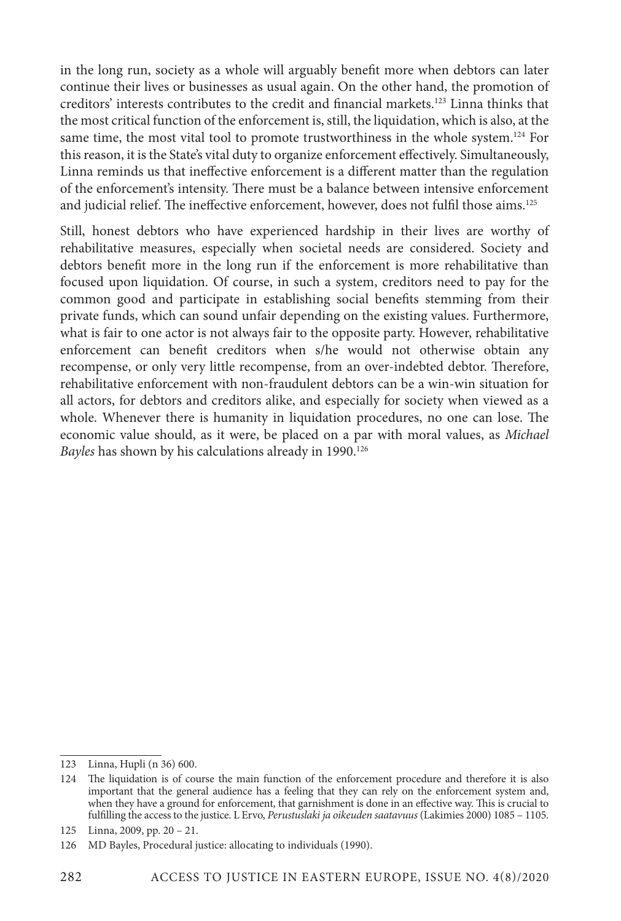in the long run, society as a whole will arguably benefit more when debtors can later continue their lives or businesses as usual again. On the other hand, the promotion of creditors' interests contributes to the credit and financial markets.[123] Linna thinks that the most critical function of the enforcement is, still, the liquidation, which is also, at the same time, the most vital tool to promote trustworthiness in the whole system.[124] For this reason, it is the State's vital duty to organize enforcement effectively. Simultaneously, Linna reminds us that ineffective enforcement is a different matter than the regulation of the enforcement's intensity. There must be a balance between intensive enforcement and judicial relief. The ineffective enforcement, however, does not fulfil those aims.[125]

Still, honest debtors who have experienced hardship in their lives are worthy of rehabilitative measures, especially when societal needs are considered. Society and debtors benefit more in the long run if the enforcement is more rehabilitative than focused upon liquidation. Of course, in such a system, creditors need to pay for the common good and participate in establishing social benefits stemming from their private funds, which can sound unfair depending on the existing values. Furthermore, what is fair to one actor is not always fair to the opposite party. However, rehabilitative enforcement can benefit creditors when s/he would not otherwise obtain any recompense, or only very little recompense, from an over-indebted debtor. Therefore, rehabilitative enforcement with non-fraudulent debtors can be a win-win situation for all actors, for debtors and creditors alike, and especially for society when viewed as a whole. Whenever there is humanity in liquidation procedures, no one can lose. The economic value should, as it were, be placed on a par with moral values, as *Michael Bayles* has shown by his calculations already in 1990.[126]

---

123 Linna, Hupli (n 36) 600.

124 The liquidation is of course the main function of the enforcement procedure and therefore it is also important that the general audience has a feeling that they can rely on the enforcement system and, when they have a ground for enforcement, that garnishment is done in an effective way. This is crucial to fulfilling the access to the justice. L Ervo, *Perustuslaki ja oikeuden saatavuus* (Lakimies 2000) 1085 – 1105.

125 Linna, 2009, pp. 20 – 21.

126 MD Bayles, Procedural justice: allocating to individuals (1990).